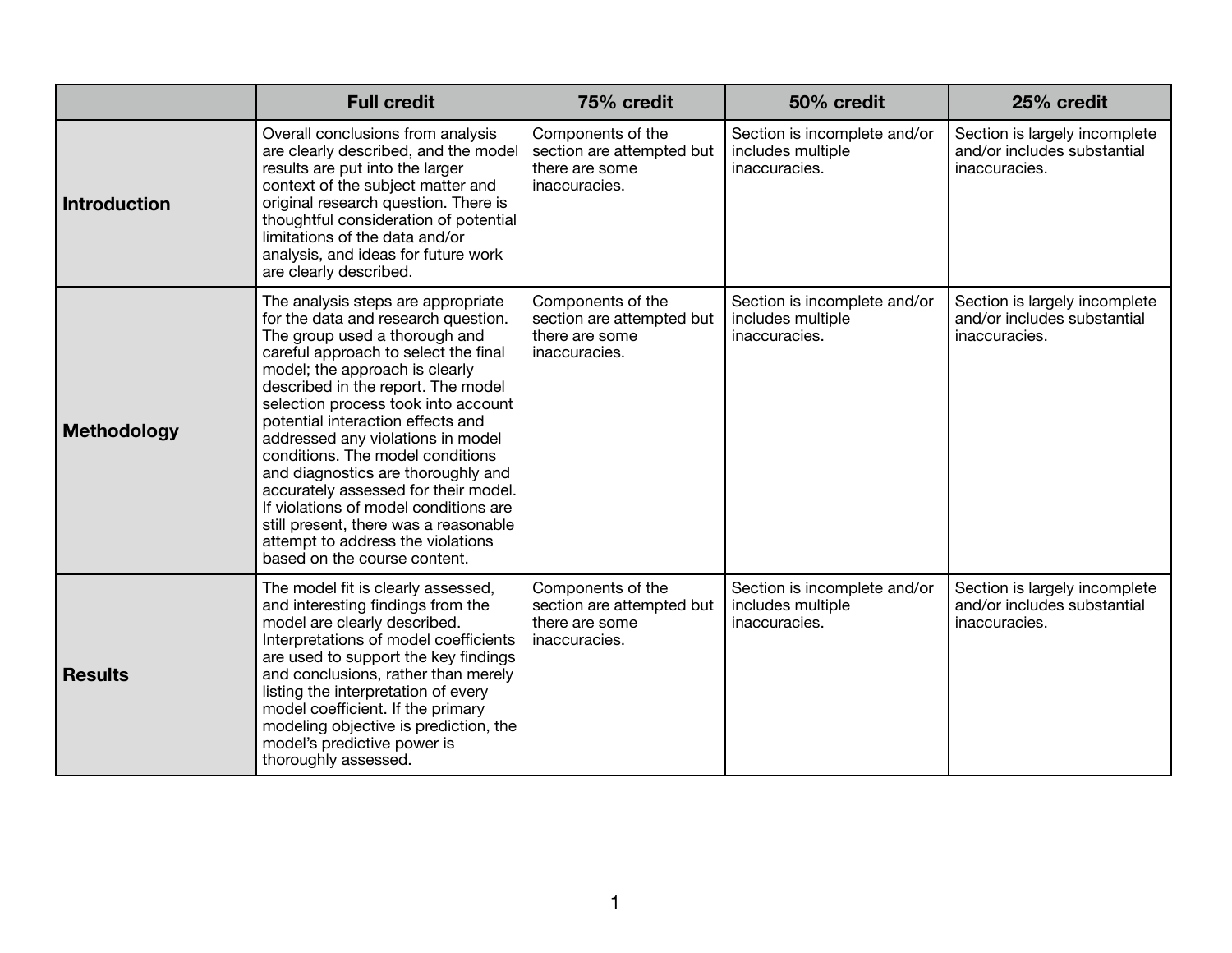| | Full credit | 75% credit | 50% credit | 25% credit |
|---|---|---|---|---|
| **Introduction** | Overall conclusions from analysis are clearly described, and the model results are put into the larger context of the subject matter and original research question. There is thoughtful consideration of potential limitations of the data and/or analysis, and ideas for future work are clearly described. | Components of the section are attempted but there are some inaccuracies. | Section is incomplete and/or includes multiple inaccuracies. | Section is largely incomplete and/or includes substantial inaccuracies. |
| **Methodology** | The analysis steps are appropriate for the data and research question. The group used a thorough and careful approach to select the final model; the approach is clearly described in the report. The model selection process took into account potential interaction effects and addressed any violations in model conditions. The model conditions and diagnostics are thoroughly and accurately assessed for their model. If violations of model conditions are still present, there was a reasonable attempt to address the violations based on the course content. | Components of the section are attempted but there are some inaccuracies. | Section is incomplete and/or includes multiple inaccuracies. | Section is largely incomplete and/or includes substantial inaccuracies. |
| **Results** | The model fit is clearly assessed, and interesting findings from the model are clearly described. Interpretations of model coefficients are used to support the key findings and conclusions, rather than merely listing the interpretation of every model coefficient. If the primary modeling objective is prediction, the model's predictive power is thoroughly assessed. | Components of the section are attempted but there are some inaccuracies. | Section is incomplete and/or includes multiple inaccuracies. | Section is largely incomplete and/or includes substantial inaccuracies. |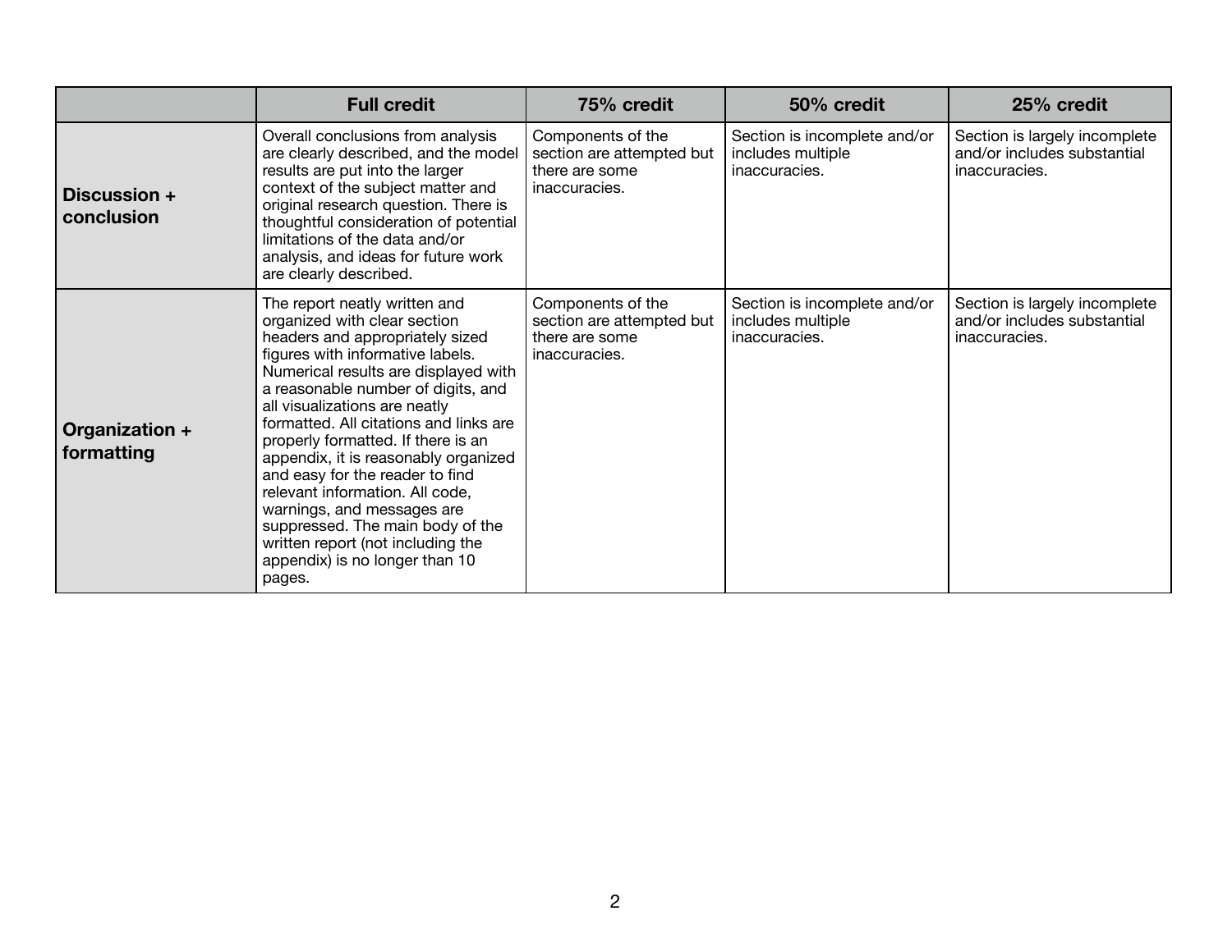| | Full credit | 75% credit | 50% credit | 25% credit |
|---|---|---|---|---|
| **Discussion + conclusion** | Overall conclusions from analysis are clearly described, and the model results are put into the larger context of the subject matter and original research question. There is thoughtful consideration of potential limitations of the data and/or analysis, and ideas for future work are clearly described. | Components of the section are attempted but there are some inaccuracies. | Section is incomplete and/or includes multiple inaccuracies. | Section is largely incomplete and/or includes substantial inaccuracies. |
| **Organization + formatting** | The report neatly written and organized with clear section headers and appropriately sized figures with informative labels. Numerical results are displayed with a reasonable number of digits, and all visualizations are neatly formatted. All citations and links are properly formatted. If there is an appendix, it is reasonably organized and easy for the reader to find relevant information. All code, warnings, and messages are suppressed. The main body of the written report (not including the appendix) is no longer than 10 pages. | Components of the section are attempted but there are some inaccuracies. | Section is incomplete and/or includes multiple inaccuracies. | Section is largely incomplete and/or includes substantial inaccuracies. |